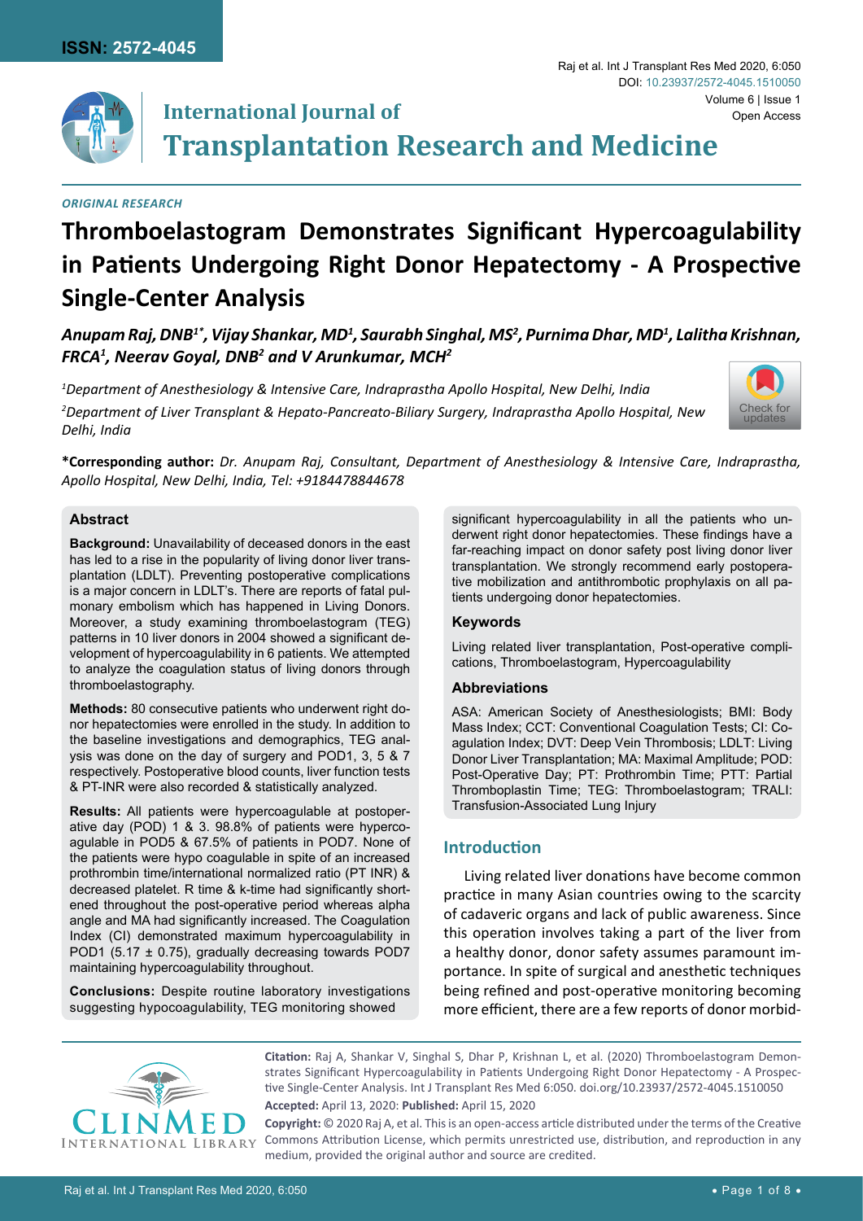*ORIGINAL RESEARCH*

# Thromboelastogram Demonstrates Significant Hypercoagulability in Patients Undergoing Right Donor Hepatectomy - A Prospective Single-Center Analysis

***Anupam Raj, DNB[1*], Vijay Shankar, MD[1], Saurabh Singhal, MS[2], Purnima Dhar, MD[1], Lalitha Krishnan, FRCA[1], Neerav Goyal, DNB[2] and V Arunkumar, MCH[2]***

*[1]Department of Anesthesiology & Intensive Care, Indraprastha Apollo Hospital, New Delhi, India*

*[2]Department of Liver Transplant & Hepato-Pancreato-Biliary Surgery, Indraprastha Apollo Hospital, New Delhi, India*

**\*Corresponding author:** *Dr. Anupam Raj, Consultant, Department of Anesthesiology & Intensive Care, Indraprastha, Apollo Hospital, New Delhi, India, Tel: +9184478844678*

## Abstract

**Background:** Unavailability of deceased donors in the east has led to a rise in the popularity of living donor liver transplantation (LDLT). Preventing postoperative complications is a major concern in LDLT's. There are reports of fatal pulmonary embolism which has happened in Living Donors. Moreover, a study examining thromboelastogram (TEG) patterns in 10 liver donors in 2004 showed a significant development of hypercoagulability in 6 patients. We attempted to analyze the coagulation status of living donors through thromboelastography.

**Methods:** 80 consecutive patients who underwent right donor hepatectomies were enrolled in the study. In addition to the baseline investigations and demographics, TEG analysis was done on the day of surgery and POD1, 3, 5 & 7 respectively. Postoperative blood counts, liver function tests & PT-INR were also recorded & statistically analyzed.

**Results:** All patients were hypercoagulable at postoperative day (POD) 1 & 3. 98.8% of patients were hypercoagulable in POD5 & 67.5% of patients in POD7. None of the patients were hypo coagulable in spite of an increased prothrombin time/international normalized ratio (PT INR) & decreased platelet. R time & k-time had significantly shortened throughout the post-operative period whereas alpha angle and MA had significantly increased. The Coagulation Index (CI) demonstrated maximum hypercoagulability in POD1 (5.17 ± 0.75), gradually decreasing towards POD7 maintaining hypercoagulability throughout.

**Conclusions:** Despite routine laboratory investigations suggesting hypocoagulability, TEG monitoring showed significant hypercoagulability in all the patients who underwent right donor hepatectomies. These findings have a far-reaching impact on donor safety post living donor liver transplantation. We strongly recommend early postoperative mobilization and antithrombotic prophylaxis on all patients undergoing donor hepatectomies.

### Keywords

Living related liver transplantation, Post-operative complications, Thromboelastogram, Hypercoagulability

### Abbreviations

ASA: American Society of Anesthesiologists; BMI: Body Mass Index; CCT: Conventional Coagulation Tests; CI: Coagulation Index; DVT: Deep Vein Thrombosis; LDLT: Living Donor Liver Transplantation; MA: Maximal Amplitude; POD: Post-Operative Day; PT: Prothrombin Time; PTT: Partial Thromboplastin Time; TEG: Thromboelastogram; TRALI: Transfusion-Associated Lung Injury

## Introduction

Living related liver donations have become common practice in many Asian countries owing to the scarcity of cadaveric organs and lack of public awareness. Since this operation involves taking a part of the liver from a healthy donor, donor safety assumes paramount importance. In spite of surgical and anesthetic techniques being refined and post-operative monitoring becoming more efficient, there are a few reports of donor morbid-

**Citation:** Raj A, Shankar V, Singhal S, Dhar P, Krishnan L, et al. (2020) Thromboelastogram Demonstrates Significant Hypercoagulability in Patients Undergoing Right Donor Hepatectomy - A Prospective Single-Center Analysis. Int J Transplant Res Med 6:050. doi.org/10.23937/2572-4045.1510050

**Accepted:** April 13, 2020: **Published:** April 15, 2020

**Copyright:** © 2020 Raj A, et al. This is an open-access article distributed under the terms of the Creative Commons Attribution License, which permits unrestricted use, distribution, and reproduction in any medium, provided the original author and source are credited.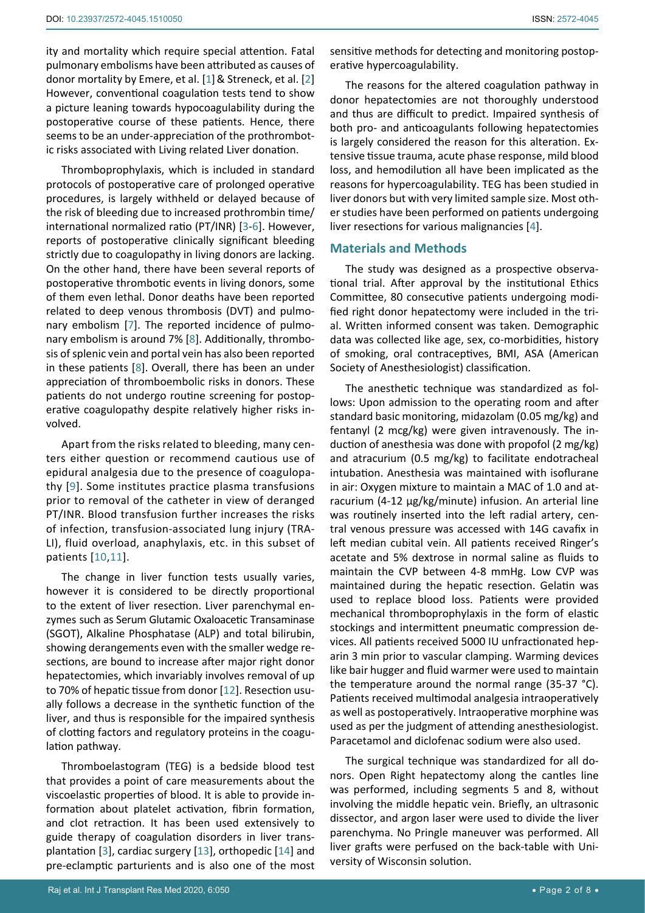ity and mortality which require special attention. Fatal pulmonary embolisms have been attributed as causes of donor mortality by Emere, et al. [1] & Streneck, et al. [2] However, conventional coagulation tests tend to show a picture leaning towards hypocoagulability during the postoperative course of these patients. Hence, there seems to be an under-appreciation of the prothrombotic risks associated with Living related Liver donation.

Thromboprophylaxis, which is included in standard protocols of postoperative care of prolonged operative procedures, is largely withheld or delayed because of the risk of bleeding due to increased prothrombin time/international normalized ratio (PT/INR) [3-6]. However, reports of postoperative clinically significant bleeding strictly due to coagulopathy in living donors are lacking. On the other hand, there have been several reports of postoperative thrombotic events in living donors, some of them even lethal. Donor deaths have been reported related to deep venous thrombosis (DVT) and pulmonary embolism [7]. The reported incidence of pulmonary embolism is around 7% [8]. Additionally, thrombosis of splenic vein and portal vein has also been reported in these patients [8]. Overall, there has been an under appreciation of thromboembolic risks in donors. These patients do not undergo routine screening for postoperative coagulopathy despite relatively higher risks involved.

Apart from the risks related to bleeding, many centers either question or recommend cautious use of epidural analgesia due to the presence of coagulopathy [9]. Some institutes practice plasma transfusions prior to removal of the catheter in view of deranged PT/INR. Blood transfusion further increases the risks of infection, transfusion-associated lung injury (TRALI), fluid overload, anaphylaxis, etc. in this subset of patients [10,11].

The change in liver function tests usually varies, however it is considered to be directly proportional to the extent of liver resection. Liver parenchymal enzymes such as Serum Glutamic Oxaloacetic Transaminase (SGOT), Alkaline Phosphatase (ALP) and total bilirubin, showing derangements even with the smaller wedge resections, are bound to increase after major right donor hepatectomies, which invariably involves removal of up to 70% of hepatic tissue from donor [12]. Resection usually follows a decrease in the synthetic function of the liver, and thus is responsible for the impaired synthesis of clotting factors and regulatory proteins in the coagulation pathway.

Thromboelastogram (TEG) is a bedside blood test that provides a point of care measurements about the viscoelastic properties of blood. It is able to provide information about platelet activation, fibrin formation, and clot retraction. It has been used extensively to guide therapy of coagulation disorders in liver transplantation [3], cardiac surgery [13], orthopedic [14] and pre-eclamptic parturients and is also one of the most sensitive methods for detecting and monitoring postoperative hypercoagulability.

The reasons for the altered coagulation pathway in donor hepatectomies are not thoroughly understood and thus are difficult to predict. Impaired synthesis of both pro- and anticoagulants following hepatectomies is largely considered the reason for this alteration. Extensive tissue trauma, acute phase response, mild blood loss, and hemodilution all have been implicated as the reasons for hypercoagulability. TEG has been studied in liver donors but with very limited sample size. Most other studies have been performed on patients undergoing liver resections for various malignancies [4].

## Materials and Methods

The study was designed as a prospective observational trial. After approval by the institutional Ethics Committee, 80 consecutive patients undergoing modified right donor hepatectomy were included in the trial. Written informed consent was taken. Demographic data was collected like age, sex, co-morbidities, history of smoking, oral contraceptives, BMI, ASA (American Society of Anesthesiologist) classification.

The anesthetic technique was standardized as follows: Upon admission to the operating room and after standard basic monitoring, midazolam (0.05 mg/kg) and fentanyl (2 mcg/kg) were given intravenously. The induction of anesthesia was done with propofol (2 mg/kg) and atracurium (0.5 mg/kg) to facilitate endotracheal intubation. Anesthesia was maintained with isoflurane in air: Oxygen mixture to maintain a MAC of 1.0 and atracurium (4-12 µg/kg/minute) infusion. An arterial line was routinely inserted into the left radial artery, central venous pressure was accessed with 14G cavafix in left median cubital vein. All patients received Ringer's acetate and 5% dextrose in normal saline as fluids to maintain the CVP between 4-8 mmHg. Low CVP was maintained during the hepatic resection. Gelatin was used to replace blood loss. Patients were provided mechanical thromboprophylaxis in the form of elastic stockings and intermittent pneumatic compression devices. All patients received 5000 IU unfractionated heparin 3 min prior to vascular clamping. Warming devices like bair hugger and fluid warmer were used to maintain the temperature around the normal range (35-37 °C). Patients received multimodal analgesia intraoperatively as well as postoperatively. Intraoperative morphine was used as per the judgment of attending anesthesiologist. Paracetamol and diclofenac sodium were also used.

The surgical technique was standardized for all donors. Open Right hepatectomy along the cantles line was performed, including segments 5 and 8, without involving the middle hepatic vein. Briefly, an ultrasonic dissector, and argon laser were used to divide the liver parenchyma. No Pringle maneuver was performed. All liver grafts were perfused on the back-table with University of Wisconsin solution.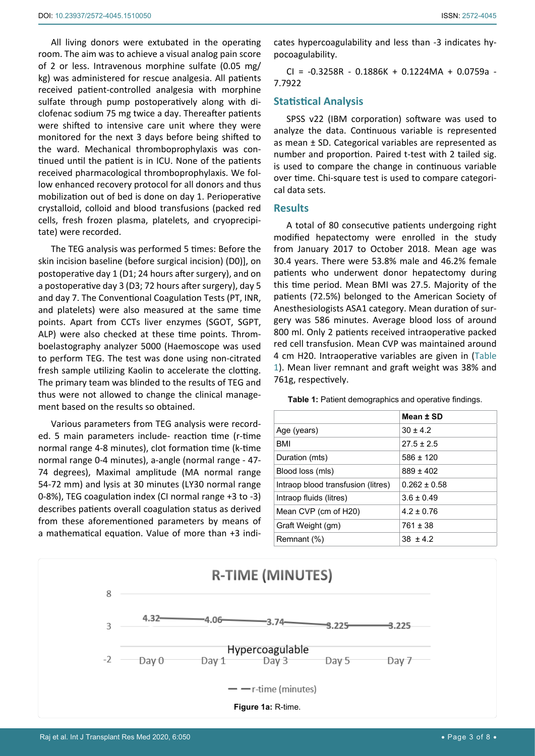All living donors were extubated in the operating room. The aim was to achieve a visual analog pain score of 2 or less. Intravenous morphine sulfate (0.05 mg/kg) was administered for rescue analgesia. All patients received patient-controlled analgesia with morphine sulfate through pump postoperatively along with diclofenac sodium 75 mg twice a day. Thereafter patients were shifted to intensive care unit where they were monitored for the next 3 days before being shifted to the ward. Mechanical thromboprophylaxis was continued until the patient is in ICU. None of the patients received pharmacological thromboprophylaxis. We follow enhanced recovery protocol for all donors and thus mobilization out of bed is done on day 1. Perioperative crystalloid, colloid and blood transfusions (packed red cells, fresh frozen plasma, platelets, and cryoprecipitate) were recorded.

The TEG analysis was performed 5 times: Before the skin incision baseline (before surgical incision) (D0)], on postoperative day 1 (D1; 24 hours after surgery), and on a postoperative day 3 (D3; 72 hours after surgery), day 5 and day 7. The Conventional Coagulation Tests (PT, INR, and platelets) were also measured at the same time points. Apart from CCTs liver enzymes (SGOT, SGPT, ALP) were also checked at these time points. Thromboelastography analyzer 5000 (Haemoscope was used to perform TEG. The test was done using non-citrated fresh sample utilizing Kaolin to accelerate the clotting. The primary team was blinded to the results of TEG and thus were not allowed to change the clinical management based on the results so obtained.

Various parameters from TEG analysis were recorded. 5 main parameters include- reaction time (r-time normal range 4-8 minutes), clot formation time (k-time normal range 0-4 minutes), a-angle (normal range - 47-74 degrees), Maximal amplitude (MA normal range 54-72 mm) and lysis at 30 minutes (LY30 normal range 0-8%), TEG coagulation index (CI normal range +3 to -3) describes patients overall coagulation status as derived from these aforementioned parameters by means of a mathematical equation. Value of more than +3 indicates hypercoagulability and less than -3 indicates hypocoagulability.

$$CI = -0.3258R - 0.1886K + 0.1224MA + 0.0759a - 7.7922$$

## Statistical Analysis

SPSS v22 (IBM corporation) software was used to analyze the data. Continuous variable is represented as mean ± SD. Categorical variables are represented as number and proportion. Paired t-test with 2 tailed sig. is used to compare the change in continuous variable over time. Chi-square test is used to compare categorical data sets.

## Results

A total of 80 consecutive patients undergoing right modified hepatectomy were enrolled in the study from January 2017 to October 2018. Mean age was 30.4 years. There were 53.8% male and 46.2% female patients who underwent donor hepatectomy during this time period. Mean BMI was 27.5. Majority of the patients (72.5%) belonged to the American Society of Anesthesiologists ASA1 category. Mean duration of surgery was 586 minutes. Average blood loss of around 800 ml. Only 2 patients received intraoperative packed red cell transfusion. Mean CVP was maintained around 4 cm H20. Intraoperative variables are given in (Table 1). Mean liver remnant and graft weight was 38% and 761g, respectively.

**Table 1:** Patient demographics and operative findings.

| | Mean ± SD |
|---|---|
| Age (years) | 30 ± 4.2 |
| BMI | 27.5 ± 2.5 |
| Duration (mts) | 586 ± 120 |
| Blood loss (mls) | 889 ± 402 |
| Intraop blood transfusion (litres) | 0.262 ± 0.58 |
| Intraop fluids (litres) | 3.6 ± 0.49 |
| Mean CVP (cm of H20) | 4.2 ± 0.76 |
| Graft Weight (gm) | 761 ± 38 |
| Remnant (%) | 38 ± 4.2 |

**Figure 1a:** R-time.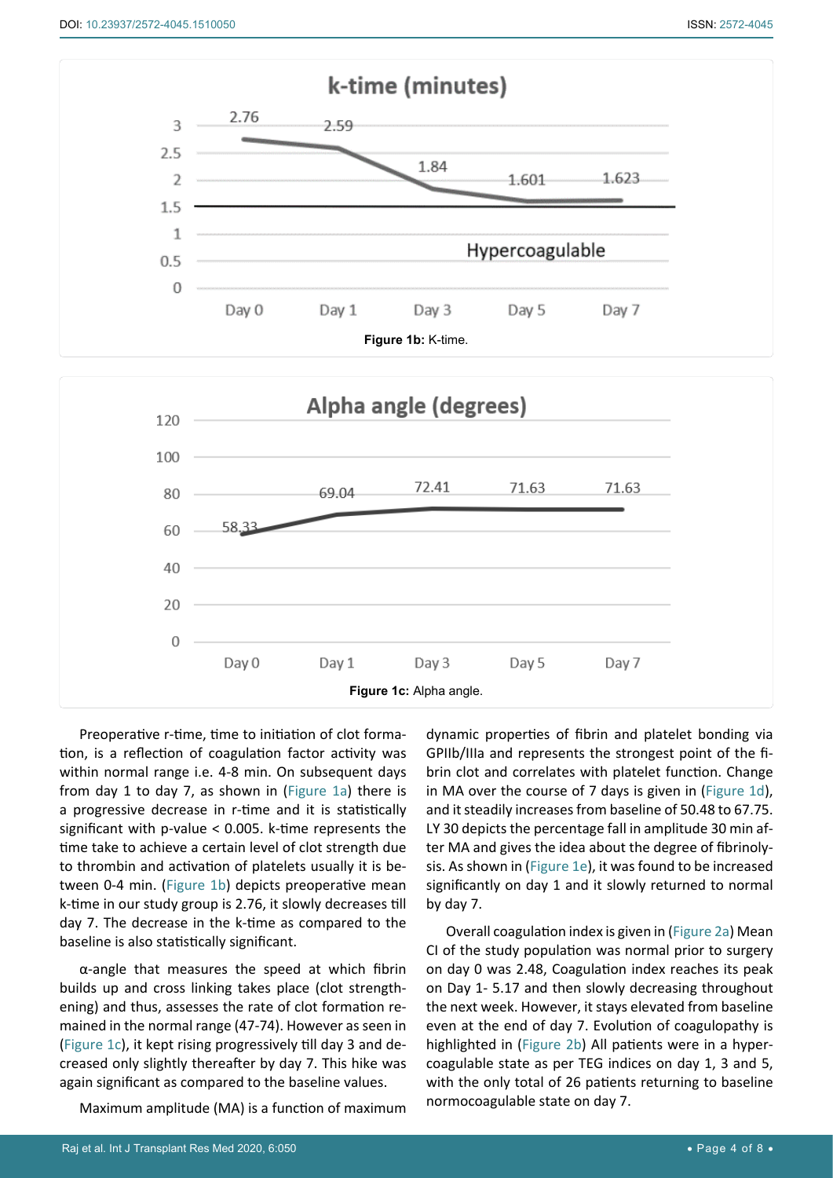Figure 1b: K-time.

Figure 1c: Alpha angle.

Preoperative r-time, time to initiation of clot formation, is a reflection of coagulation factor activity was within normal range i.e. 4-8 min. On subsequent days from day 1 to day 7, as shown in (Figure 1a) there is a progressive decrease in r-time and it is statistically significant with p-value < 0.005. k-time represents the time take to achieve a certain level of clot strength due to thrombin and activation of platelets usually it is between 0-4 min. (Figure 1b) depicts preoperative mean k-time in our study group is 2.76, it slowly decreases till day 7. The decrease in the k-time as compared to the baseline is also statistically significant.

α-angle that measures the speed at which fibrin builds up and cross linking takes place (clot strengthening) and thus, assesses the rate of clot formation remained in the normal range (47-74). However as seen in (Figure 1c), it kept rising progressively till day 3 and decreased only slightly thereafter by day 7. This hike was again significant as compared to the baseline values.

Maximum amplitude (MA) is a function of maximum dynamic properties of fibrin and platelet bonding via GPIIb/IIIa and represents the strongest point of the fibrin clot and correlates with platelet function. Change in MA over the course of 7 days is given in (Figure 1d), and it steadily increases from baseline of 50.48 to 67.75. LY 30 depicts the percentage fall in amplitude 30 min after MA and gives the idea about the degree of fibrinolysis. As shown in (Figure 1e), it was found to be increased significantly on day 1 and it slowly returned to normal by day 7.

Overall coagulation index is given in (Figure 2a) Mean CI of the study population was normal prior to surgery on day 0 was 2.48, Coagulation index reaches its peak on Day 1- 5.17 and then slowly decreasing throughout the next week. However, it stays elevated from baseline even at the end of day 7. Evolution of coagulopathy is highlighted in (Figure 2b) All patients were in a hypercoagulable state as per TEG indices on day 1, 3 and 5, with the only total of 26 patients returning to baseline normocoagulable state on day 7.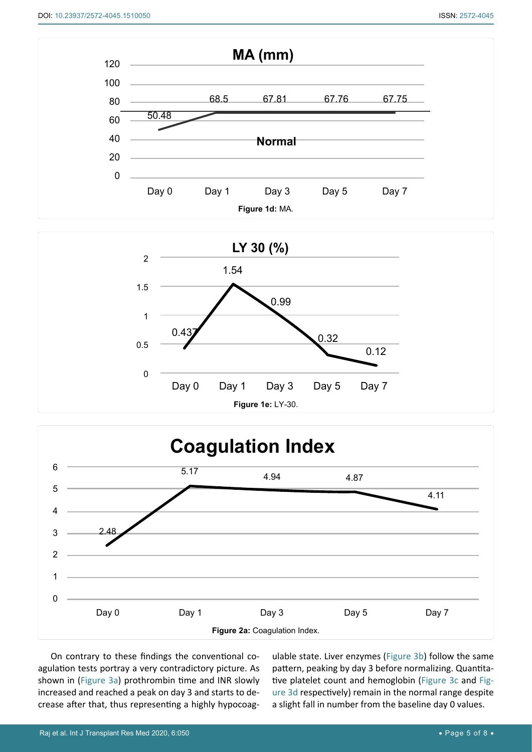Figure 1d: MA.

Figure 1e: LY-30.

Figure 2a: Coagulation Index.

On contrary to these findings the conventional coagulation tests portray a very contradictory picture. As shown in (Figure 3a) prothrombin time and INR slowly increased and reached a peak on day 3 and starts to decrease after that, thus representing a highly hypocoagulable state. Liver enzymes (Figure 3b) follow the same pattern, peaking by day 3 before normalizing. Quantitative platelet count and hemoglobin (Figure 3c and Figure 3d respectively) remain in the normal range despite a slight fall in number from the baseline day 0 values.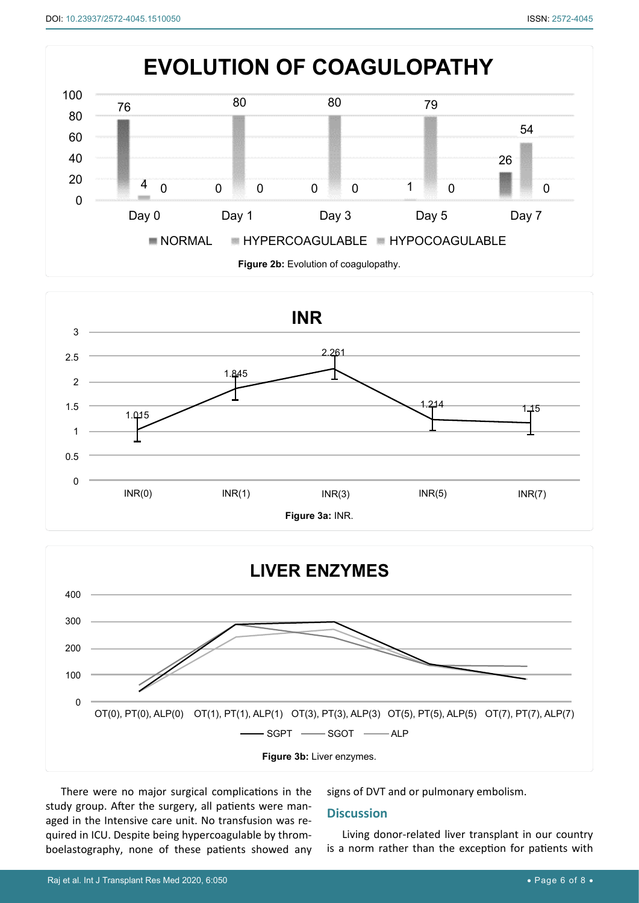Figure 2b: Evolution of coagulopathy.

Figure 3a: INR.

Figure 3b: Liver enzymes.

There were no major surgical complications in the study group. After the surgery, all patients were managed in the Intensive care unit. No transfusion was required in ICU. Despite being hypercoagulable by thromboelastography, none of these patients showed any signs of DVT and or pulmonary embolism.

## Discussion

Living donor-related liver transplant in our country is a norm rather than the exception for patients with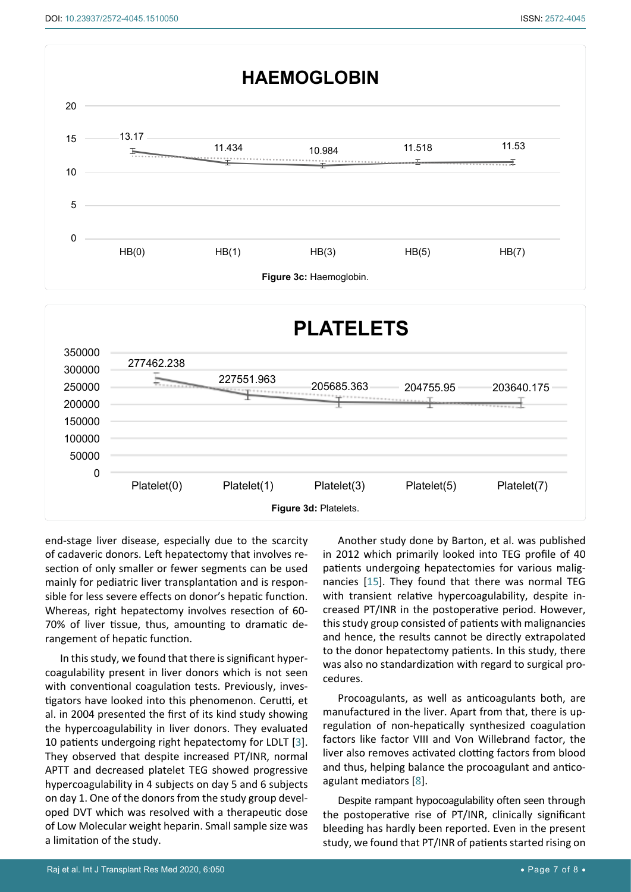**Figure 3c:** Haemoglobin.

**Figure 3d:** Platelets.

end-stage liver disease, especially due to the scarcity of cadaveric donors. Left hepatectomy that involves resection of only smaller or fewer segments can be used mainly for pediatric liver transplantation and is responsible for less severe effects on donor's hepatic function. Whereas, right hepatectomy involves resection of 60-70% of liver tissue, thus, amounting to dramatic derangement of hepatic function.

In this study, we found that there is significant hypercoagulability present in liver donors which is not seen with conventional coagulation tests. Previously, investigators have looked into this phenomenon. Cerutti, et al. in 2004 presented the first of its kind study showing the hypercoagulability in liver donors. They evaluated 10 patients undergoing right hepatectomy for LDLT [3]. They observed that despite increased PT/INR, normal APTT and decreased platelet TEG showed progressive hypercoagulability in 4 subjects on day 5 and 6 subjects on day 1. One of the donors from the study group developed DVT which was resolved with a therapeutic dose of Low Molecular weight heparin. Small sample size was a limitation of the study.

Another study done by Barton, et al. was published in 2012 which primarily looked into TEG profile of 40 patients undergoing hepatectomies for various malignancies [15]. They found that there was normal TEG with transient relative hypercoagulability, despite increased PT/INR in the postoperative period. However, this study group consisted of patients with malignancies and hence, the results cannot be directly extrapolated to the donor hepatectomy patients. In this study, there was also no standardization with regard to surgical procedures.

Procoagulants, as well as anticoagulants both, are manufactured in the liver. Apart from that, there is upregulation of non-hepatically synthesized coagulation factors like factor VIII and Von Willebrand factor, the liver also removes activated clotting factors from blood and thus, helping balance the procoagulant and anticoagulant mediators [8].

Despite rampant hypocoagulability often seen through the postoperative rise of PT/INR, clinically significant bleeding has hardly been reported. Even in the present study, we found that PT/INR of patients started rising on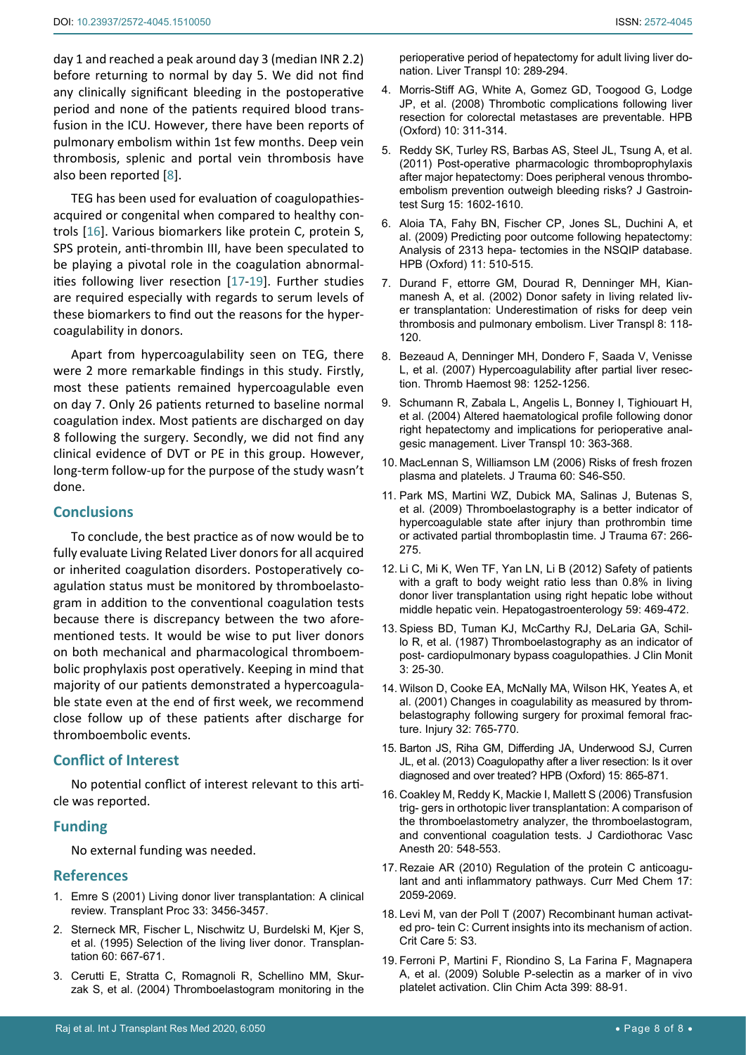day 1 and reached a peak around day 3 (median INR 2.2) before returning to normal by day 5. We did not find any clinically significant bleeding in the postoperative period and none of the patients required blood transfusion in the ICU. However, there have been reports of pulmonary embolism within 1st few months. Deep vein thrombosis, splenic and portal vein thrombosis have also been reported [8].

TEG has been used for evaluation of coagulopathies-acquired or congenital when compared to healthy controls [16]. Various biomarkers like protein C, protein S, SPS protein, anti-thrombin III, have been speculated to be playing a pivotal role in the coagulation abnormalities following liver resection [17-19]. Further studies are required especially with regards to serum levels of these biomarkers to find out the reasons for the hypercoagulability in donors.

Apart from hypercoagulability seen on TEG, there were 2 more remarkable findings in this study. Firstly, most these patients remained hypercoagulable even on day 7. Only 26 patients returned to baseline normal coagulation index. Most patients are discharged on day 8 following the surgery. Secondly, we did not find any clinical evidence of DVT or PE in this group. However, long-term follow-up for the purpose of the study wasn't done.

## Conclusions

To conclude, the best practice as of now would be to fully evaluate Living Related Liver donors for all acquired or inherited coagulation disorders. Postoperatively coagulation status must be monitored by thromboelastogram in addition to the conventional coagulation tests because there is discrepancy between the two aforementioned tests. It would be wise to put liver donors on both mechanical and pharmacological thromboembolic prophylaxis post operatively. Keeping in mind that majority of our patients demonstrated a hypercoagulable state even at the end of first week, we recommend close follow up of these patients after discharge for thromboembolic events.

## Conflict of Interest

No potential conflict of interest relevant to this article was reported.

## Funding

No external funding was needed.

## References

1. Emre S (2001) Living donor liver transplantation: A clinical review. Transplant Proc 33: 3456-3457.
2. Sterneck MR, Fischer L, Nischwitz U, Burdelski M, Kjer S, et al. (1995) Selection of the living liver donor. Transplantation 60: 667-671.
3. Cerutti E, Stratta C, Romagnoli R, Schellino MM, Skurzak S, et al. (2004) Thromboelastogram monitoring in the perioperative period of hepatectomy for adult living liver donation. Liver Transpl 10: 289-294.
4. Morris-Stiff AG, White A, Gomez GD, Toogood G, Lodge JP, et al. (2008) Thrombotic complications following liver resection for colorectal metastases are preventable. HPB (Oxford) 10: 311-314.
5. Reddy SK, Turley RS, Barbas AS, Steel JL, Tsung A, et al. (2011) Post-operative pharmacologic thromboprophylaxis after major hepatectomy: Does peripheral venous thromboembolism prevention outweigh bleeding risks? J Gastrointest Surg 15: 1602-1610.
6. Aloia TA, Fahy BN, Fischer CP, Jones SL, Duchini A, et al. (2009) Predicting poor outcome following hepatectomy: Analysis of 2313 hepa- tectomies in the NSQIP database. HPB (Oxford) 11: 510-515.
7. Durand F, ettorre GM, Dourad R, Denninger MH, Kianmanesh A, et al. (2002) Donor safety in living related liver transplantation: Underestimation of risks for deep vein thrombosis and pulmonary embolism. Liver Transpl 8: 118-120.
8. Bezeaud A, Denninger MH, Dondero F, Saada V, Venisse L, et al. (2007) Hypercoagulability after partial liver resection. Thromb Haemost 98: 1252-1256.
9. Schumann R, Zabala L, Angelis L, Bonney I, Tighiouart H, et al. (2004) Altered haematological profile following donor right hepatectomy and implications for perioperative analgesic management. Liver Transpl 10: 363-368.
10. MacLennan S, Williamson LM (2006) Risks of fresh frozen plasma and platelets. J Trauma 60: S46-S50.
11. Park MS, Martini WZ, Dubick MA, Salinas J, Butenas S, et al. (2009) Thromboelastography is a better indicator of hypercoagulable state after injury than prothrombin time or activated partial thromboplastin time. J Trauma 67: 266-275.
12. Li C, Mi K, Wen TF, Yan LN, Li B (2012) Safety of patients with a graft to body weight ratio less than 0.8% in living donor liver transplantation using right hepatic lobe without middle hepatic vein. Hepatogastroenterology 59: 469-472.
13. Spiess BD, Tuman KJ, McCarthy RJ, DeLaria GA, Schillo R, et al. (1987) Thromboelastography as an indicator of post- cardiopulmonary bypass coagulopathies. J Clin Monit 3: 25-30.
14. Wilson D, Cooke EA, McNally MA, Wilson HK, Yeates A, et al. (2001) Changes in coagulability as measured by thrombelastography following surgery for proximal femoral fracture. Injury 32: 765-770.
15. Barton JS, Riha GM, Differding JA, Underwood SJ, Curren JL, et al. (2013) Coagulopathy after a liver resection: Is it over diagnosed and over treated? HPB (Oxford) 15: 865-871.
16. Coakley M, Reddy K, Mackie I, Mallett S (2006) Transfusion trig- gers in orthotopic liver transplantation: A comparison of the thromboelastometry analyzer, the thromboelastogram, and conventional coagulation tests. J Cardiothorac Vasc Anesth 20: 548-553.
17. Rezaie AR (2010) Regulation of the protein C anticoagulant and anti inflammatory pathways. Curr Med Chem 17: 2059-2069.
18. Levi M, van der Poll T (2007) Recombinant human activated pro- tein C: Current insights into its mechanism of action. Crit Care 5: S3.
19. Ferroni P, Martini F, Riondino S, La Farina F, Magnapera A, et al. (2009) Soluble P-selectin as a marker of in vivo platelet activation. Clin Chim Acta 399: 88-91.